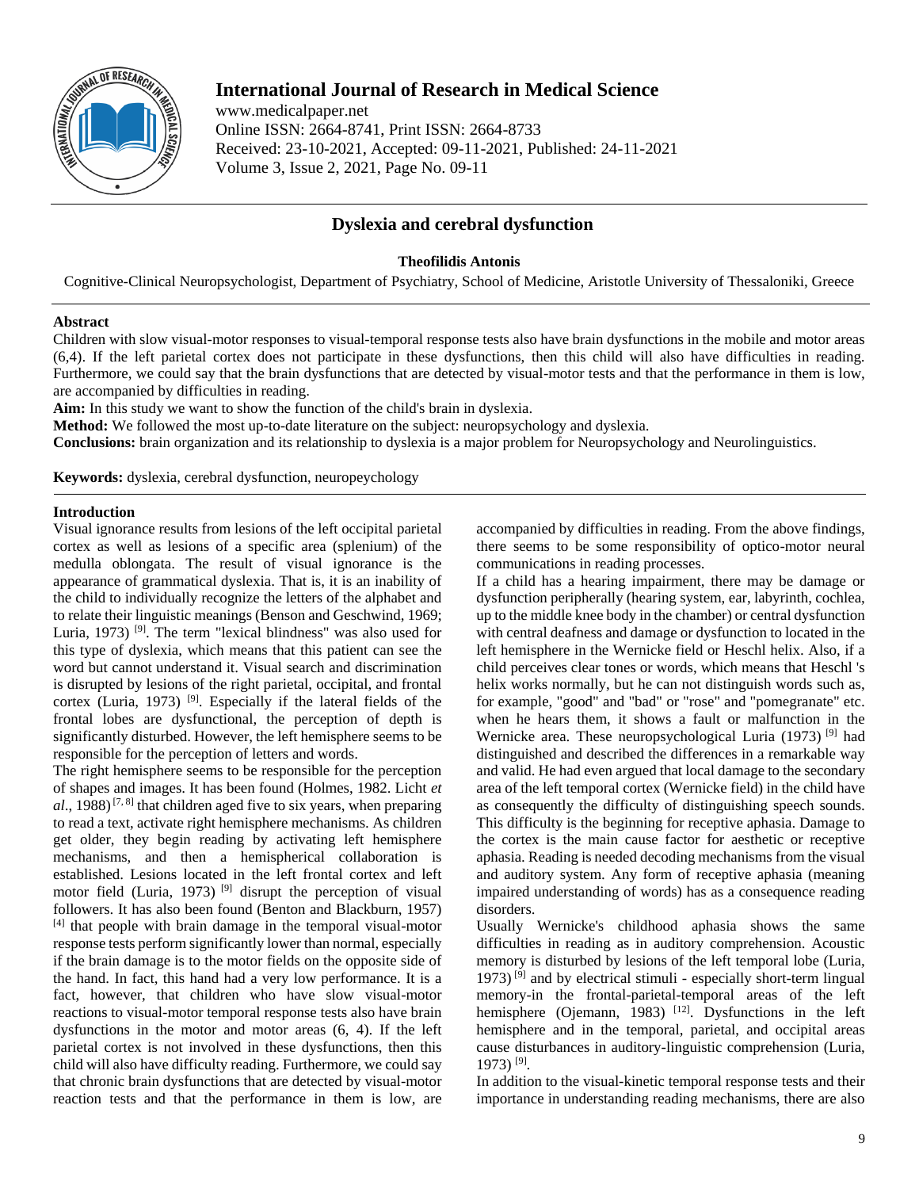# International Journal of Research in Medical Science

www.medicalpaper.net
Online ISSN: 2664-8741, Print ISSN: 2664-8733
Received: 23-10-2021, Accepted: 09-11-2021, Published: 24-11-2021

## Dyslexia and cerebral dysfunction

**Theofilidis Antonis**

Cognitive-Clinical Neuropsychologist, Department of Psychiatry, School of Medicine, Aristotle University of Thessaloniki, Greece

### Abstract

Children with slow visual-motor responses to visual-temporal response tests also have brain dysfunctions in the mobile and motor areas (6,4). If the left parietal cortex does not participate in these dysfunctions, then this child will also have difficulties in reading. Furthermore, we could say that the brain dysfunctions that are detected by visual-motor tests and that the performance in them is low, are accompanied by difficulties in reading.

**Aim:** In this study we want to show the function of the child's brain in dyslexia.

**Method:** We followed the most up-to-date literature on the subject: neuropsychology and dyslexia.

**Conclusions:** brain organization and its relationship to dyslexia is a major problem for Neuropsychology and Neurolinguistics.

**Keywords:** dyslexia, cerebral dysfunction, neuropeychology

### Introduction

Visual ignorance results from lesions of the left occipital parietal cortex as well as lesions of a specific area (splenium) of the medulla oblongata. The result of visual ignorance is the appearance of grammatical dyslexia. That is, it is an inability of the child to individually recognize the letters of the alphabet and to relate their linguistic meanings (Benson and Geschwind, 1969; Luria, 1973) [9]. The term "lexical blindness" was also used for this type of dyslexia, which means that this patient can see the word but cannot understand it. Visual search and discrimination is disrupted by lesions of the right parietal, occipital, and frontal cortex (Luria, 1973) [9]. Especially if the lateral fields of the frontal lobes are dysfunctional, the perception of depth is significantly disturbed. However, the left hemisphere seems to be responsible for the perception of letters and words.

The right hemisphere seems to be responsible for the perception of shapes and images. It has been found (Holmes, 1982. Licht *et al*., 1988) [7, 8] that children aged five to six years, when preparing to read a text, activate right hemisphere mechanisms. As children get older, they begin reading by activating left hemisphere mechanisms, and then a hemispherical collaboration is established. Lesions located in the left frontal cortex and left motor field (Luria, 1973) [9] disrupt the perception of visual followers. It has also been found (Benton and Blackburn, 1957) [4] that people with brain damage in the temporal visual-motor response tests perform significantly lower than normal, especially if the brain damage is to the motor fields on the opposite side of the hand. In fact, this hand had a very low performance. It is a fact, however, that children who have slow visual-motor reactions to visual-motor temporal response tests also have brain dysfunctions in the motor and motor areas (6, 4). If the left parietal cortex is not involved in these dysfunctions, then this child will also have difficulty reading. Furthermore, we could say that chronic brain dysfunctions that are detected by visual-motor reaction tests and that the performance in them is low, are accompanied by difficulties in reading. From the above findings, there seems to be some responsibility of optico-motor neural communications in reading processes.

If a child has a hearing impairment, there may be damage or dysfunction peripherally (hearing system, ear, labyrinth, cochlea, up to the middle knee body in the chamber) or central dysfunction with central deafness and damage or dysfunction to located in the left hemisphere in the Wernicke field or Heschl helix. Also, if a child perceives clear tones or words, which means that Heschl 's helix works normally, but he can not distinguish words such as, for example, "good" and "bad" or "rose" and "pomegranate" etc. when he hears them, it shows a fault or malfunction in the Wernicke area. These neuropsychological Luria (1973) [9] had distinguished and described the differences in a remarkable way and valid. He had even argued that local damage to the secondary area of the left temporal cortex (Wernicke field) in the child have as consequently the difficulty of distinguishing speech sounds. This difficulty is the beginning for receptive aphasia. Damage to the cortex is the main cause factor for aesthetic or receptive aphasia. Reading is needed decoding mechanisms from the visual and auditory system. Any form of receptive aphasia (meaning impaired understanding of words) has as a consequence reading disorders.

Usually Wernicke's childhood aphasia shows the same difficulties in reading as in auditory comprehension. Acoustic memory is disturbed by lesions of the left temporal lobe (Luria, 1973) [9] and by electrical stimuli - especially short-term lingual memory-in the frontal-parietal-temporal areas of the left hemisphere (Ojemann, 1983) [12]. Dysfunctions in the left hemisphere and in the temporal, parietal, and occipital areas cause disturbances in auditory-linguistic comprehension (Luria, 1973) [9].

In addition to the visual-kinetic temporal response tests and their importance in understanding reading mechanisms, there are also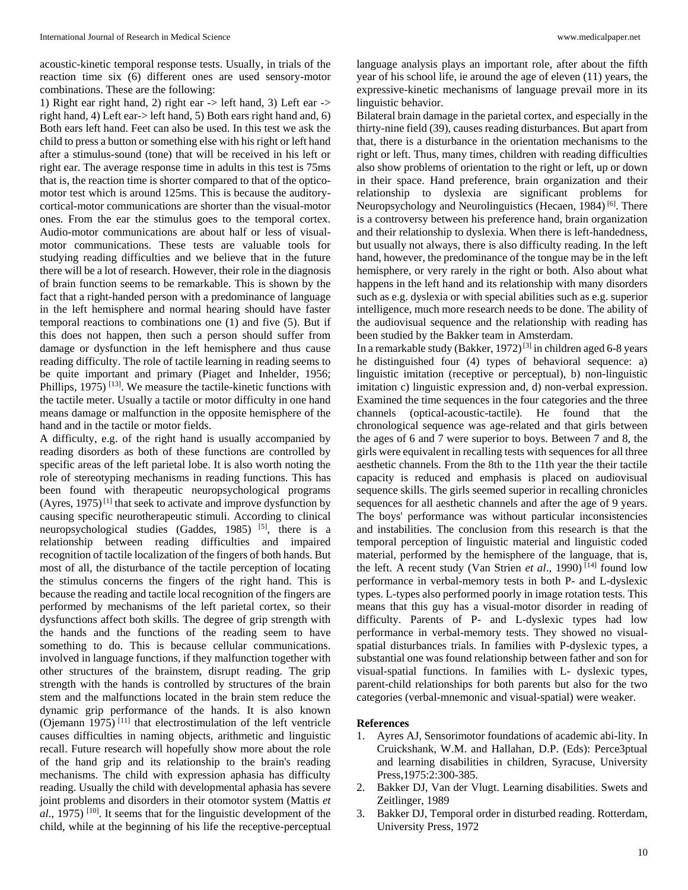acoustic-kinetic temporal response tests. Usually, in trials of the reaction time six (6) different ones are used sensory-motor combinations. These are the following:

1) Right ear right hand, 2) right ear -> left hand, 3) Left ear -> right hand, 4) Left ear-> left hand, 5) Both ears right hand and, 6) Both ears left hand. Feet can also be used. In this test we ask the child to press a button or something else with his right or left hand after a stimulus-sound (tone) that will be received in his left or right ear. The average response time in adults in this test is 75ms that is, the reaction time is shorter compared to that of the optico-motor test which is around 125ms. This is because the auditory-cortical-motor communications are shorter than the visual-motor ones. From the ear the stimulus goes to the temporal cortex. Audio-motor communications are about half or less of visual-motor communications. These tests are valuable tools for studying reading difficulties and we believe that in the future there will be a lot of research. However, their role in the diagnosis of brain function seems to be remarkable. This is shown by the fact that a right-handed person with a predominance of language in the left hemisphere and normal hearing should have faster temporal reactions to combinations one (1) and five (5). But if this does not happen, then such a person should suffer from damage or dysfunction in the left hemisphere and thus cause reading difficulty. The role of tactile learning in reading seems to be quite important and primary (Piaget and Inhelder, 1956; Phillips, 1975) [13]. We measure the tactile-kinetic functions with the tactile meter. Usually a tactile or motor difficulty in one hand means damage or malfunction in the opposite hemisphere of the hand and in the tactile or motor fields.

A difficulty, e.g. of the right hand is usually accompanied by reading disorders as both of these functions are controlled by specific areas of the left parietal lobe. It is also worth noting the role of stereotyping mechanisms in reading functions. This has been found with therapeutic neuropsychological programs (Ayres, 1975) [1] that seek to activate and improve dysfunction by causing specific neurotherapeutic stimuli. According to clinical neuropsychological studies (Gaddes, 1985) [5], there is a relationship between reading difficulties and impaired recognition of tactile localization of the fingers of both hands. But most of all, the disturbance of the tactile perception of locating the stimulus concerns the fingers of the right hand. This is because the reading and tactile local recognition of the fingers are performed by mechanisms of the left parietal cortex, so their dysfunctions affect both skills. The degree of grip strength with the hands and the functions of the reading seem to have something to do. This is because cellular communications. involved in language functions, if they malfunction together with other structures of the brainstem, disrupt reading. The grip strength with the hands is controlled by structures of the brain stem and the malfunctions located in the brain stem reduce the dynamic grip performance of the hands. It is also known (Ojemann 1975) [11] that electrostimulation of the left ventricle causes difficulties in naming objects, arithmetic and linguistic recall. Future research will hopefully show more about the role of the hand grip and its relationship to the brain's reading mechanisms. The child with expression aphasia has difficulty reading. Usually the child with developmental aphasia has severe joint problems and disorders in their otomotor system (Mattis *et al*., 1975) [10]. It seems that for the linguistic development of the child, while at the beginning of his life the receptive-perceptual language analysis plays an important role, after about the fifth year of his school life, ie around the age of eleven (11) years, the expressive-kinetic mechanisms of language prevail more in its linguistic behavior.

Bilateral brain damage in the parietal cortex, and especially in the thirty-nine field (39), causes reading disturbances. But apart from that, there is a disturbance in the orientation mechanisms to the right or left. Thus, many times, children with reading difficulties also show problems of orientation to the right or left, up or down in their space. Hand preference, brain organization and their relationship to dyslexia are significant problems for Neuropsychology and Neurolinguistics (Hecaen, 1984) [6]. There is a controversy between his preference hand, brain organization and their relationship to dyslexia. When there is left-handedness, but usually not always, there is also difficulty reading. In the left hand, however, the predominance of the tongue may be in the left hemisphere, or very rarely in the right or both. Also about what happens in the left hand and its relationship with many disorders such as e.g. dyslexia or with special abilities such as e.g. superior intelligence, much more research needs to be done. The ability of the audiovisual sequence and the relationship with reading has been studied by the Bakker team in Amsterdam.

In a remarkable study (Bakker, 1972) [3] in children aged 6-8 years he distinguished four (4) types of behavioral sequence: a) linguistic imitation (receptive or perceptual), b) non-linguistic imitation c) linguistic expression and, d) non-verbal expression. Examined the time sequences in the four categories and the three channels (optical-acoustic-tactile). He found that the chronological sequence was age-related and that girls between the ages of 6 and 7 were superior to boys. Between 7 and 8, the girls were equivalent in recalling tests with sequences for all three aesthetic channels. From the 8th to the 11th year the their tactile capacity is reduced and emphasis is placed on audiovisual sequence skills. The girls seemed superior in recalling chronicles sequences for all aesthetic channels and after the age of 9 years. The boys' performance was without particular inconsistencies and instabilities. The conclusion from this research is that the temporal perception of linguistic material and linguistic coded material, performed by the hemisphere of the language, that is, the left. A recent study (Van Strien *et al*., 1990) [14] found low performance in verbal-memory tests in both P- and L-dyslexic types. L-types also performed poorly in image rotation tests. This means that this guy has a visual-motor disorder in reading of difficulty. Parents of P- and L-dyslexic types had low performance in verbal-memory tests. They showed no visual-spatial disturbances trials. In families with P-dyslexic types, a substantial one was found relationship between father and son for visual-spatial functions. In families with L- dyslexic types, parent-child relationships for both parents but also for the two categories (verbal-mnemonic and visual-spatial) were weaker.

## References

1. Ayres AJ, Sensorimotor foundations of academic abi-lity. In Cruickshank, W.M. and Hallahan, D.P. (Eds): Perce3ptual and learning disabilities in children, Syracuse, University Press,1975:2:300-385.
2. Bakker DJ, Van der Vlugt. Learning disabilities. Swets and Zeitlinger, 1989
3. Bakker DJ, Temporal order in disturbed reading. Rotterdam, University Press, 1972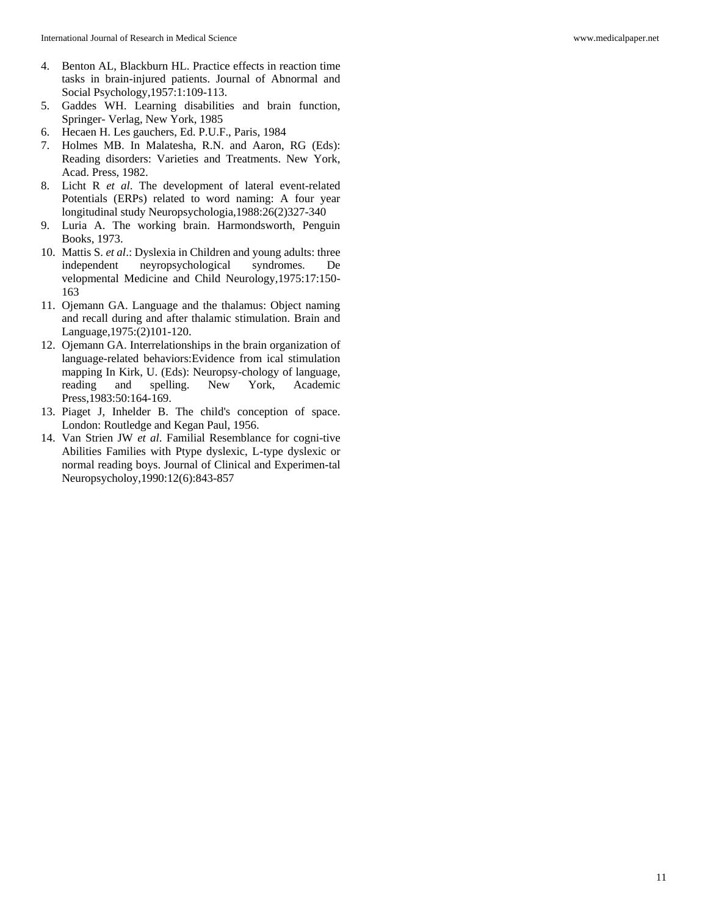4. Benton AL, Blackburn HL. Practice effects in reaction time tasks in brain-injured patients. Journal of Abnormal and Social Psychology,1957:1:109-113.
5. Gaddes WH. Learning disabilities and brain function, Springer- Verlag, New York, 1985
6. Hecaen H. Les gauchers, Ed. P.U.F., Paris, 1984
7. Holmes MB. In Malatesha, R.N. and Aaron, RG (Eds): Reading disorders: Varieties and Treatments. New York, Acad. Press, 1982.
8. Licht R *et al.* The development of lateral event-related Potentials (ERPs) related to word naming: A four year longitudinal study Neuropsychologia,1988:26(2)327-340
9. Luria A. The working brain. Harmondsworth, Penguin Books, 1973.
10. Mattis S. *et al*.: Dyslexia in Children and young adults: three independent neyropsychological syndromes. De velopmental Medicine and Child Neurology,1975:17:150-163
11. Ojemann GA. Language and the thalamus: Object naming and recall during and after thalamic stimulation. Brain and Language,1975:(2)101-120.
12. Ojemann GA. Interrelationships in the brain organization of language-related behaviors:Evidence from ical stimulation mapping In Kirk, U. (Eds): Neuropsy-chology of language, reading and spelling. New York, Academic Press,1983:50:164-169.
13. Piaget J, Inhelder B. The child's conception of space. London: Routledge and Kegan Paul, 1956.
14. Van Strien JW *et al*. Familial Resemblance for cogni-tive Abilities Families with Ptype dyslexic, L-type dyslexic or normal reading boys. Journal of Clinical and Experimen-tal Neuropsycholoy,1990:12(6):843-857